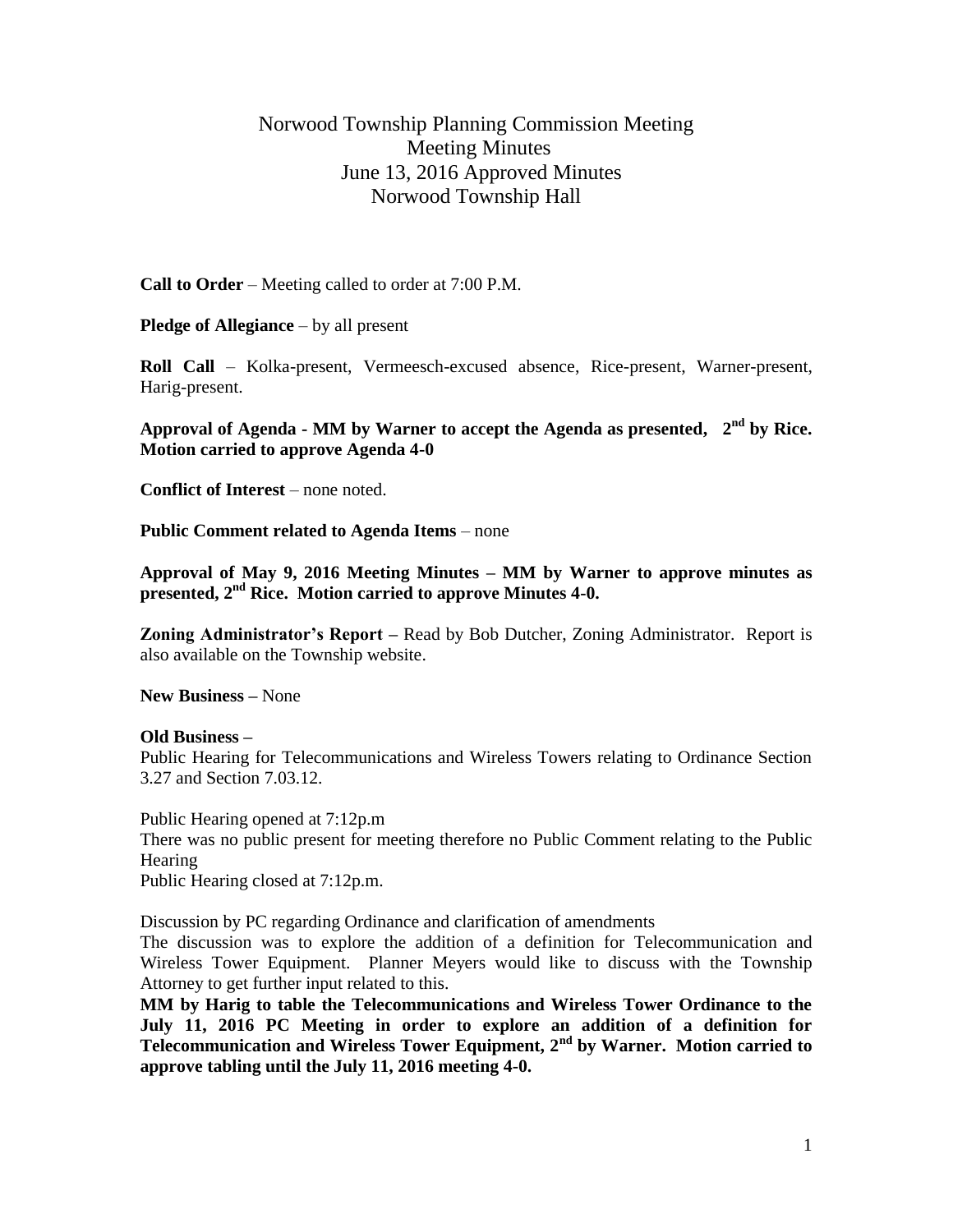# Norwood Township Planning Commission Meeting
## Meeting Minutes
## June 13, 2016 Approved Minutes
## Norwood Township Hall

**Call to Order** – Meeting called to order at 7:00 P.M.

**Pledge of Allegiance** – by all present

**Roll Call** – Kolka-present, Vermeesch-excused absence, Rice-present, Warner-present, Harig-present.

**Approval of Agenda - MM by Warner to accept the Agenda as presented, 2nd by Rice. Motion carried to approve Agenda 4-0**

**Conflict of Interest** – none noted.

**Public Comment related to Agenda Items** – none

**Approval of May 9, 2016 Meeting Minutes – MM by Warner to approve minutes as presented, 2nd Rice. Motion carried to approve Minutes 4-0.**

**Zoning Administrator's Report –** Read by Bob Dutcher, Zoning Administrator. Report is also available on the Township website.

**New Business –** None

**Old Business –**

Public Hearing for Telecommunications and Wireless Towers relating to Ordinance Section 3.27 and Section 7.03.12.

Public Hearing opened at 7:12p.m

There was no public present for meeting therefore no Public Comment relating to the Public Hearing

Public Hearing closed at 7:12p.m.

Discussion by PC regarding Ordinance and clarification of amendments

The discussion was to explore the addition of a definition for Telecommunication and Wireless Tower Equipment. Planner Meyers would like to discuss with the Township Attorney to get further input related to this.

**MM by Harig to table the Telecommunications and Wireless Tower Ordinance to the July 11, 2016 PC Meeting in order to explore an addition of a definition for Telecommunication and Wireless Tower Equipment, 2nd by Warner. Motion carried to approve tabling until the July 11, 2016 meeting 4-0.**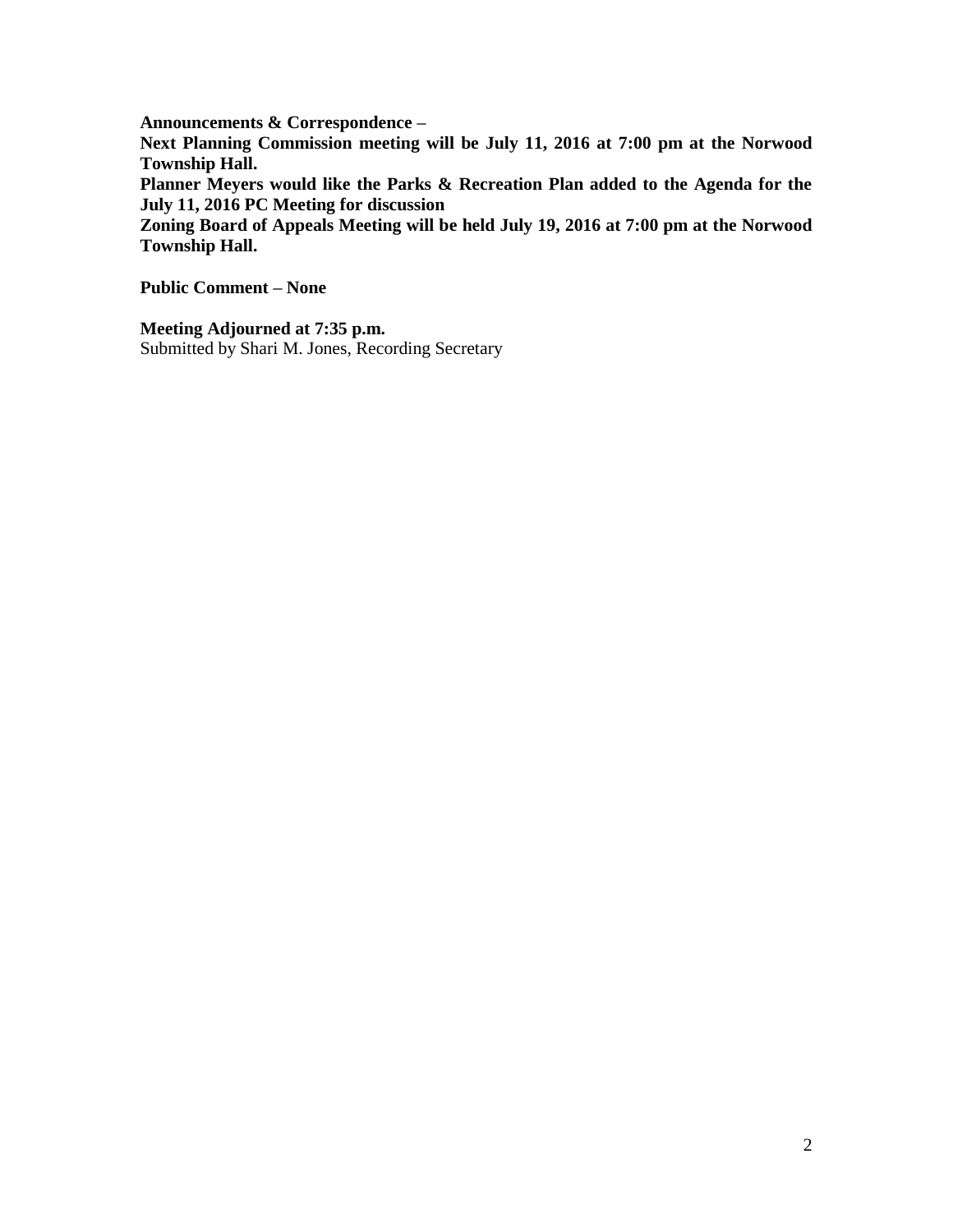**Announcements & Correspondence –**

**Next Planning Commission meeting will be July 11, 2016 at 7:00 pm at the Norwood Township Hall.**

**Planner Meyers would like the Parks & Recreation Plan added to the Agenda for the July 11, 2016 PC Meeting for discussion**

**Zoning Board of Appeals Meeting will be held July 19, 2016 at 7:00 pm at the Norwood Township Hall.**

**Public Comment – None**

**Meeting Adjourned at 7:35 p.m.**
Submitted by Shari M. Jones, Recording Secretary